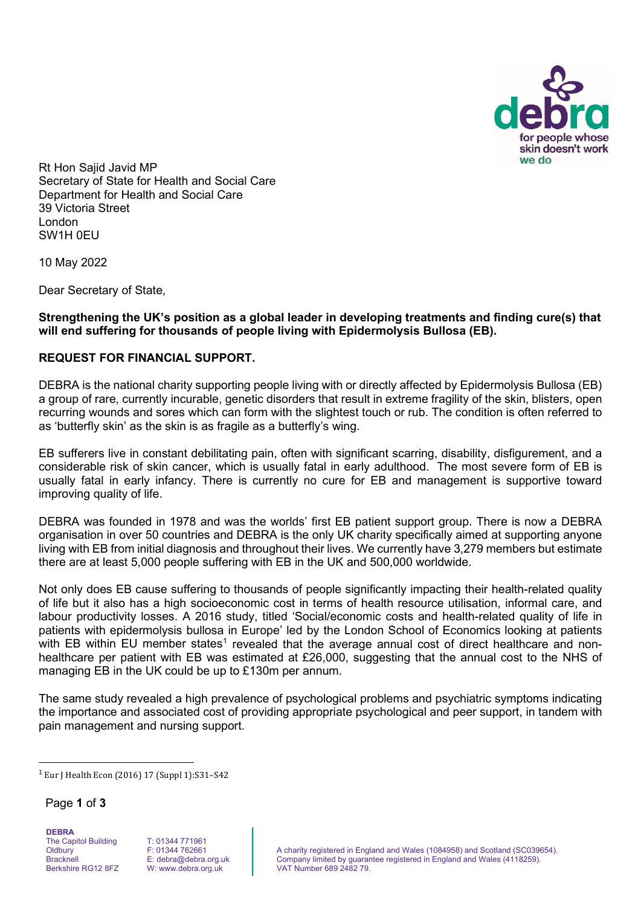debra
for people whose skin doesn't work we do

Rt Hon Sajid Javid MP
Secretary of State for Health and Social Care
Department for Health and Social Care
39 Victoria Street
London
SW1H 0EU

10 May 2022

Dear Secretary of State,

**Strengthening the UK's position as a global leader in developing treatments and finding cure(s) that will end suffering for thousands of people living with Epidermolysis Bullosa (EB).**

**REQUEST FOR FINANCIAL SUPPORT.**

DEBRA is the national charity supporting people living with or directly affected by Epidermolysis Bullosa (EB) a group of rare, currently incurable, genetic disorders that result in extreme fragility of the skin, blisters, open recurring wounds and sores which can form with the slightest touch or rub. The condition is often referred to as 'butterfly skin' as the skin is as fragile as a butterfly's wing.

EB sufferers live in constant debilitating pain, often with significant scarring, disability, disfigurement, and a considerable risk of skin cancer, which is usually fatal in early adulthood. The most severe form of EB is usually fatal in early infancy. There is currently no cure for EB and management is supportive toward improving quality of life.

DEBRA was founded in 1978 and was the worlds' first EB patient support group. There is now a DEBRA organisation in over 50 countries and DEBRA is the only UK charity specifically aimed at supporting anyone living with EB from initial diagnosis and throughout their lives. We currently have 3,279 members but estimate there are at least 5,000 people suffering with EB in the UK and 500,000 worldwide.

Not only does EB cause suffering to thousands of people significantly impacting their health-related quality of life but it also has a high socioeconomic cost in terms of health resource utilisation, informal care, and labour productivity losses. A 2016 study, titled 'Social/economic costs and health-related quality of life in patients with epidermolysis bullosa in Europe' led by the London School of Economics looking at patients with EB within EU member states[1] revealed that the average annual cost of direct healthcare and non-healthcare per patient with EB was estimated at £26,000, suggesting that the annual cost to the NHS of managing EB in the UK could be up to £130m per annum.

The same study revealed a high prevalence of psychological problems and psychiatric symptoms indicating the importance and associated cost of providing appropriate psychological and peer support, in tandem with pain management and nursing support.

[1] Eur J Health Econ (2016) 17 (Suppl 1):S31–S42

**DEBRA**
The Capitol Building
Oldbury
Bracknell
Berkshire RG12 8FZ

T: 01344 771961
F: 01344 762661
E: debra@debra.org.uk
W: www.debra.org.uk

A charity registered in England and Wales (1084958) and Scotland (SC039654).
Company limited by guarantee registered in England and Wales (4118259).
VAT Number 689 2482 79.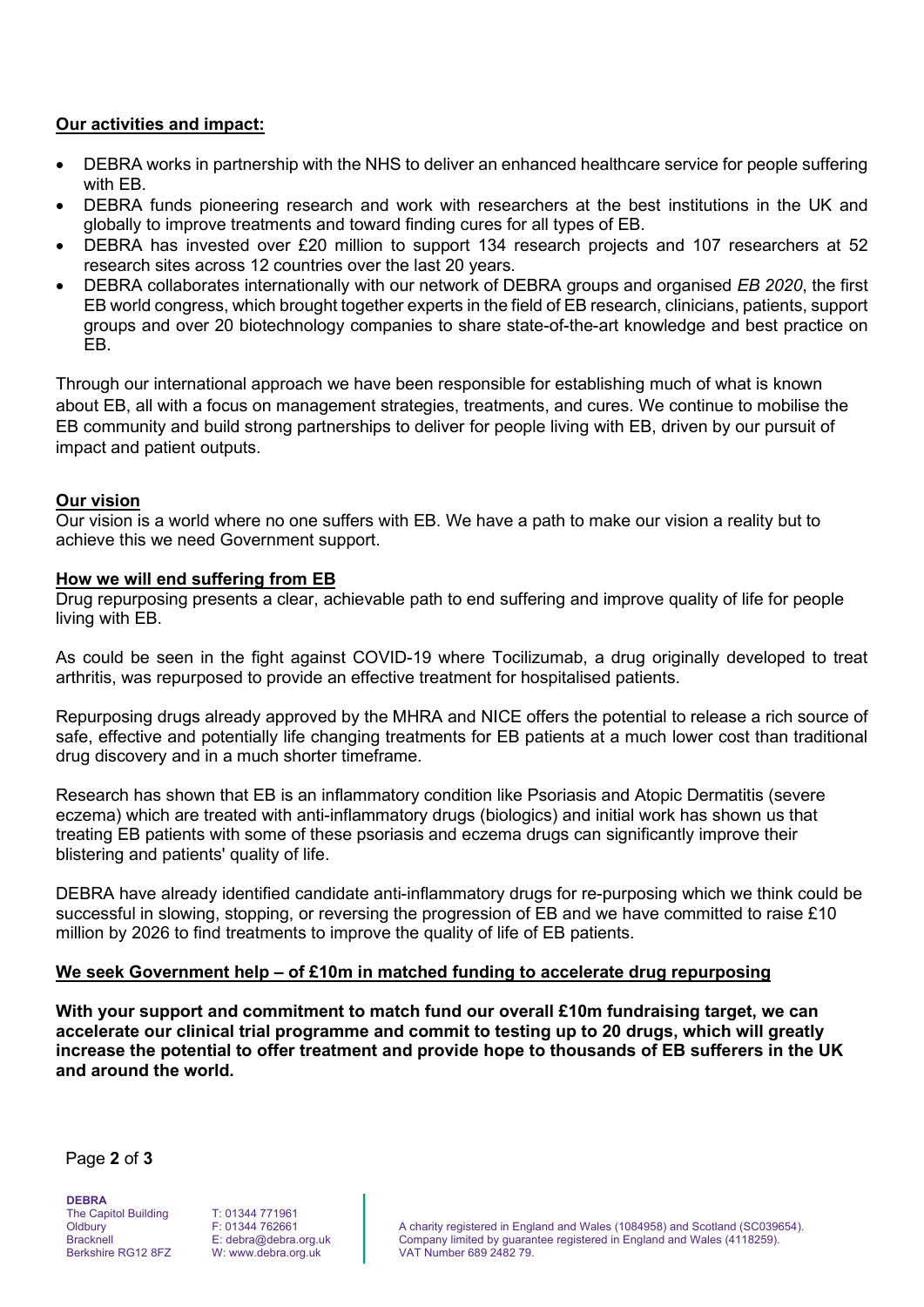**Our activities and impact:**

- DEBRA works in partnership with the NHS to deliver an enhanced healthcare service for people suffering with EB.
- DEBRA funds pioneering research and work with researchers at the best institutions in the UK and globally to improve treatments and toward finding cures for all types of EB.
- DEBRA has invested over £20 million to support 134 research projects and 107 researchers at 52 research sites across 12 countries over the last 20 years.
- DEBRA collaborates internationally with our network of DEBRA groups and organised *EB 2020*, the first EB world congress, which brought together experts in the field of EB research, clinicians, patients, support groups and over 20 biotechnology companies to share state-of-the-art knowledge and best practice on EB.

Through our international approach we have been responsible for establishing much of what is known about EB, all with a focus on management strategies, treatments, and cures. We continue to mobilise the EB community and build strong partnerships to deliver for people living with EB, driven by our pursuit of impact and patient outputs.

**Our vision**

Our vision is a world where no one suffers with EB. We have a path to make our vision a reality but to achieve this we need Government support.

**How we will end suffering from EB**

Drug repurposing presents a clear, achievable path to end suffering and improve quality of life for people living with EB.

As could be seen in the fight against COVID-19 where Tocilizumab, a drug originally developed to treat arthritis, was repurposed to provide an effective treatment for hospitalised patients.

Repurposing drugs already approved by the MHRA and NICE offers the potential to release a rich source of safe, effective and potentially life changing treatments for EB patients at a much lower cost than traditional drug discovery and in a much shorter timeframe.

Research has shown that EB is an inflammatory condition like Psoriasis and Atopic Dermatitis (severe eczema) which are treated with anti-inflammatory drugs (biologics) and initial work has shown us that treating EB patients with some of these psoriasis and eczema drugs can significantly improve their blistering and patients' quality of life.

DEBRA have already identified candidate anti-inflammatory drugs for re-purposing which we think could be successful in slowing, stopping, or reversing the progression of EB and we have committed to raise £10 million by 2026 to find treatments to improve the quality of life of EB patients.

**We seek Government help – of £10m in matched funding to accelerate drug repurposing**

**With your support and commitment to match fund our overall £10m fundraising target, we can accelerate our clinical trial programme and commit to testing up to 20 drugs, which will greatly increase the potential to offer treatment and provide hope to thousands of EB sufferers in the UK and around the world.**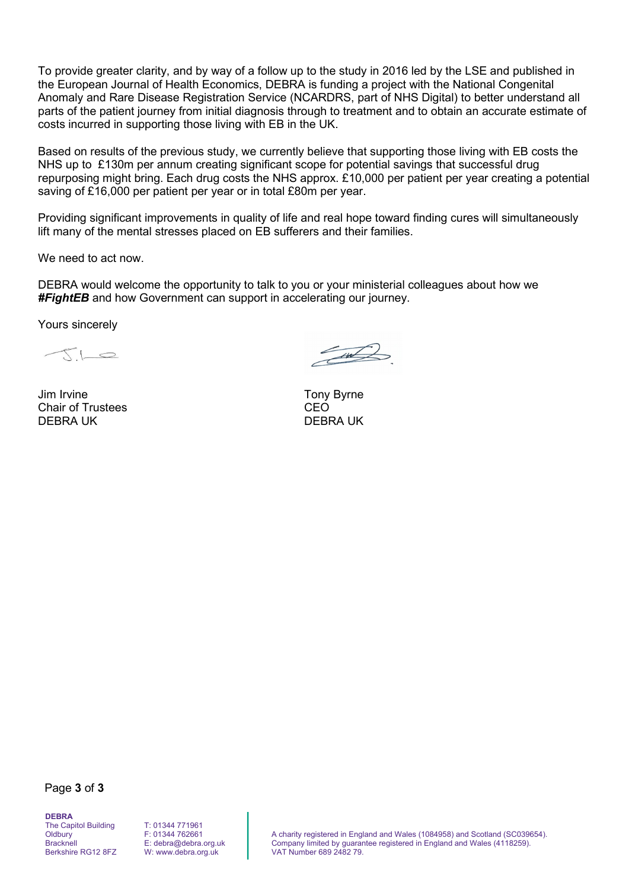To provide greater clarity, and by way of a follow up to the study in 2016 led by the LSE and published in the European Journal of Health Economics, DEBRA is funding a project with the National Congenital Anomaly and Rare Disease Registration Service (NCARDRS, part of NHS Digital) to better understand all parts of the patient journey from initial diagnosis through to treatment and to obtain an accurate estimate of costs incurred in supporting those living with EB in the UK.

Based on results of the previous study, we currently believe that supporting those living with EB costs the NHS up to £130m per annum creating significant scope for potential savings that successful drug repurposing might bring. Each drug costs the NHS approx. £10,000 per patient per year creating a potential saving of £16,000 per patient per year or in total £80m per year.

Providing significant improvements in quality of life and real hope toward finding cures will simultaneously lift many of the mental stresses placed on EB sufferers and their families.

We need to act now.

DEBRA would welcome the opportunity to talk to you or your ministerial colleagues about how we ***#FightEB*** and how Government can support in accelerating our journey.

Yours sincerely

Jim Irvine
Chair of Trustees
DEBRA UK

Tony Byrne
CEO
DEBRA UK

**DEBRA**
The Capitol Building
Oldbury
Bracknell
Berkshire RG12 8FZ

T: 01344 771961
F: 01344 762661
E: debra@debra.org.uk
W: www.debra.org.uk

A charity registered in England and Wales (1084958) and Scotland (SC039654).
Company limited by guarantee registered in England and Wales (4118259).
VAT Number 689 2482 79.